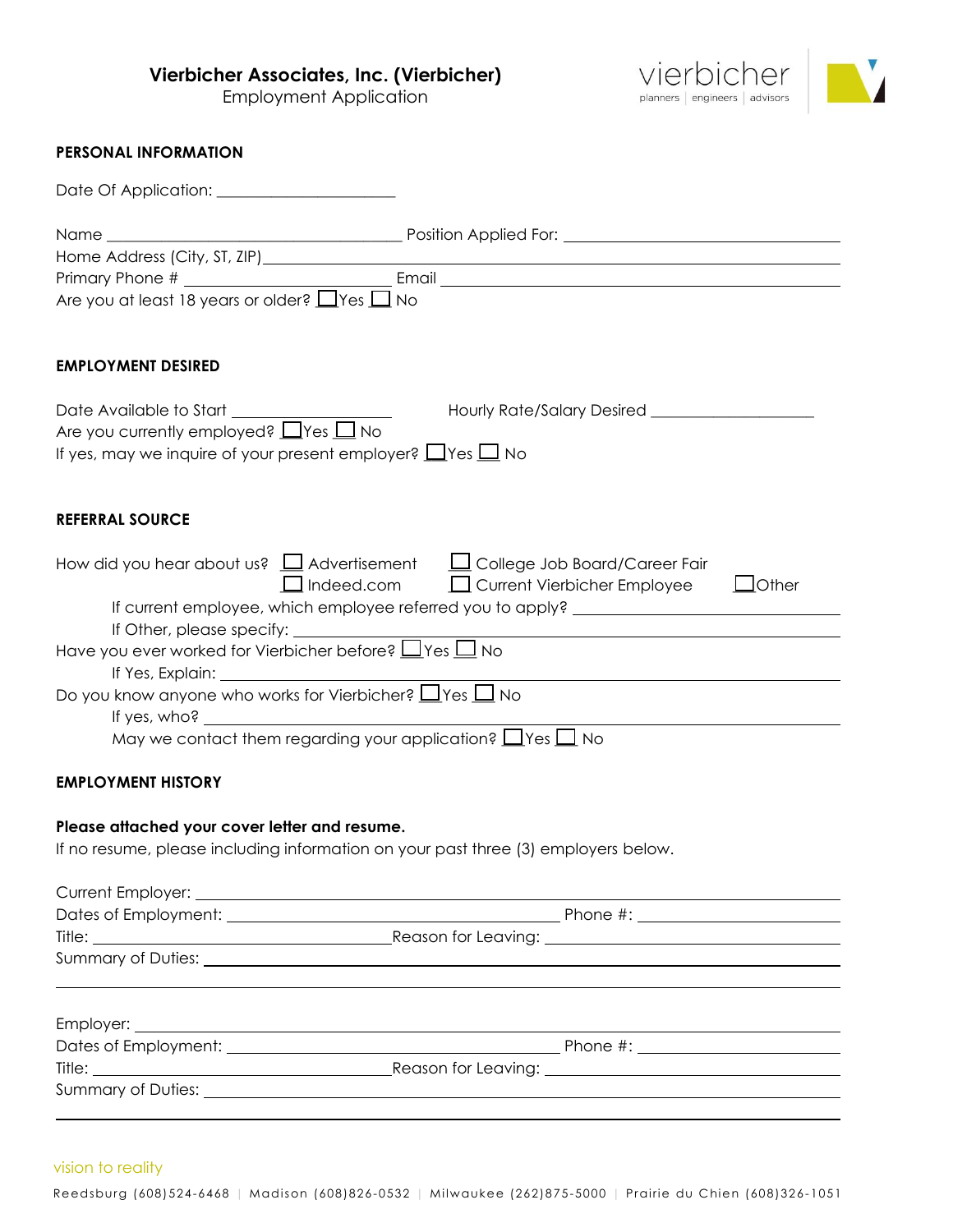**Vierbicher Associates, Inc. (Vierbicher)**
Employment Application

vierbicher
planners | engineers | advisors

## PERSONAL INFORMATION

Date Of Application: ____________________

Name ________________________________ Position Applied For: ________________________________

Home Address (City, ST, ZIP) ________________________________________________________________

Primary Phone # ______________________ Email ________________________________________

Are you at least 18 years or older? ☐ Yes ☐ No

## EMPLOYMENT DESIRED

Date Available to Start ________________ Hourly Rate/Salary Desired __________________

Are you currently employed? ☐ Yes ☐ No

If yes, may we inquire of your present employer? ☐ Yes ☐ No

## REFERRAL SOURCE

How did you hear about us? ☐ Advertisement ☐ College Job Board/Career Fair ☐ Indeed.com ☐ Current Vierbicher Employee ☐ Other

If current employee, which employee referred you to apply? ________________________________

If Other, please specify: ________________________________________________________________

Have you ever worked for Vierbicher before? ☐ Yes ☐ No

If Yes, Explain: ________________________________________________________________

Do you know anyone who works for Vierbicher? ☐ Yes ☐ No

If yes, who? ________________________________________________________________

May we contact them regarding your application? ☐ Yes ☐ No

## EMPLOYMENT HISTORY

**Please attached your cover letter and resume.**

If no resume, please including information on your past three (3) employers below.

Current Employer: ________________________________________________________________

Dates of Employment: ________________________________ Phone #: ______________________

Title: ______________________________ Reason for Leaving: ______________________________

Summary of Duties: ________________________________________________________________

________________________________________________________________________________

Employer: ________________________________________________________________________

Dates of Employment: ________________________________ Phone #: ______________________

Title: ______________________________ Reason for Leaving: ______________________________

Summary of Duties: ________________________________________________________________

________________________________________________________________________________

vision to reality

Reedsburg (608)524-6468 | Madison (608)826-0532 | Milwaukee (262)875-5000 | Prairie du Chien (608)326-1051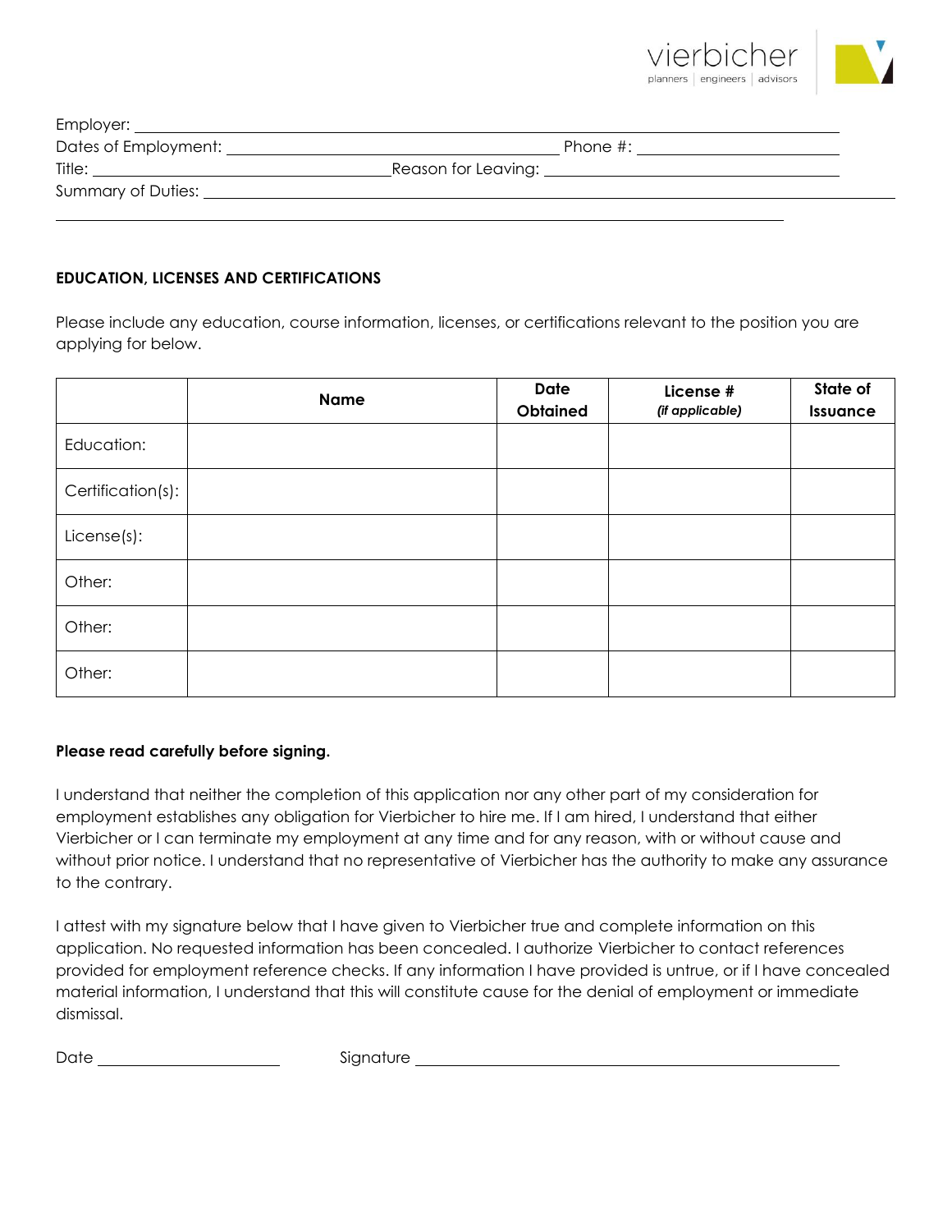Employer: ____________________________________________

Dates of Employment: ____________________________ Phone #: ____________________

Title: ____________________________ Reason for Leaving: ____________________________

Summary of Duties: ____________________________________________

____________________________________________

**EDUCATION, LICENSES AND CERTIFICATIONS**

Please include any education, course information, licenses, or certifications relevant to the position you are applying for below.

| | **Name** | **Date Obtained** | **License #** *(if applicable)* | **State of Issuance** |
|---|---|---|---|---|
| Education: | | | | |
| Certification(s): | | | | |
| License(s): | | | | |
| Other: | | | | |
| Other: | | | | |
| Other: | | | | |

**Please read carefully before signing.**

I understand that neither the completion of this application nor any other part of my consideration for employment establishes any obligation for Vierbicher to hire me. If I am hired, I understand that either Vierbicher or I can terminate my employment at any time and for any reason, with or without cause and without prior notice. I understand that no representative of Vierbicher has the authority to make any assurance to the contrary.

I attest with my signature below that I have given to Vierbicher true and complete information on this application. No requested information has been concealed. I authorize Vierbicher to contact references provided for employment reference checks. If any information I have provided is untrue, or if I have concealed material information, I understand that this will constitute cause for the denial of employment or immediate dismissal.

Date ____________________ Signature ________________________________________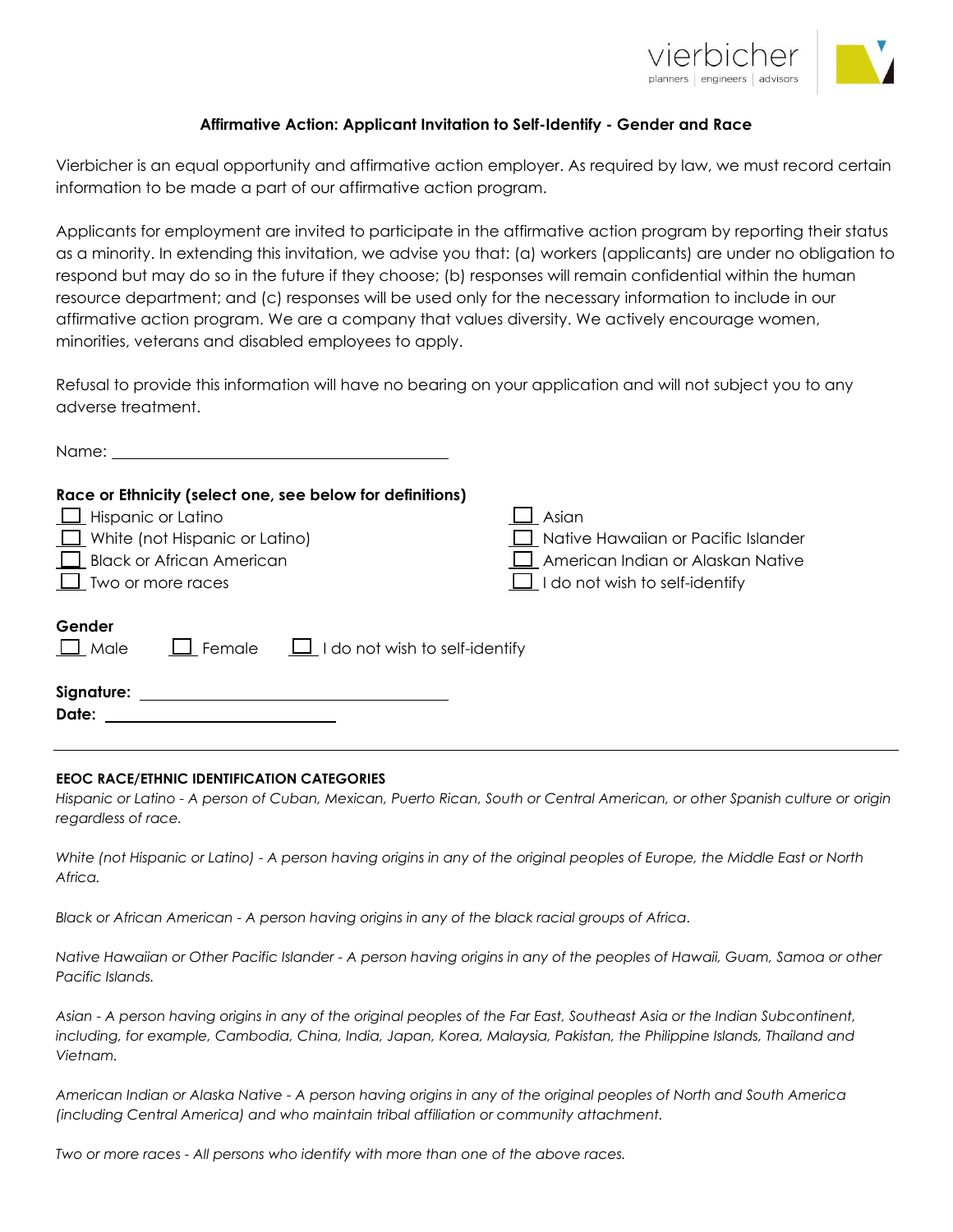vierbicher
planners | engineers | advisors

## Affirmative Action: Applicant Invitation to Self-Identify - Gender and Race

Vierbicher is an equal opportunity and affirmative action employer. As required by law, we must record certain information to be made a part of our affirmative action program.

Applicants for employment are invited to participate in the affirmative action program by reporting their status as a minority. In extending this invitation, we advise you that: (a) workers (applicants) are under no obligation to respond but may do so in the future if they choose; (b) responses will remain confidential within the human resource department; and (c) responses will be used only for the necessary information to include in our affirmative action program. We are a company that values diversity. We actively encourage women, minorities, veterans and disabled employees to apply.

Refusal to provide this information will have no bearing on your application and will not subject you to any adverse treatment.

Name: ______________________________

**Race or Ethnicity (select one, see below for definitions)**

- ☐ Hispanic or Latino
- ☐ White (not Hispanic or Latino)
- ☐ Black or African American
- ☐ Two or more races
- ☐ Asian
- ☐ Native Hawaiian or Pacific Islander
- ☐ American Indian or Alaskan Native
- ☐ I do not wish to self-identify

**Gender**

☐ Male ☐ Female ☐ I do not wish to self-identify

**Signature:** ______________________________

**Date:** ____________________

---

**EEOC RACE/ETHNIC IDENTIFICATION CATEGORIES**

*Hispanic or Latino - A person of Cuban, Mexican, Puerto Rican, South or Central American, or other Spanish culture or origin regardless of race.*

*White (not Hispanic or Latino) - A person having origins in any of the original peoples of Europe, the Middle East or North Africa.*

*Black or African American - A person having origins in any of the black racial groups of Africa.*

*Native Hawaiian or Other Pacific Islander - A person having origins in any of the peoples of Hawaii, Guam, Samoa or other Pacific Islands.*

*Asian - A person having origins in any of the original peoples of the Far East, Southeast Asia or the Indian Subcontinent, including, for example, Cambodia, China, India, Japan, Korea, Malaysia, Pakistan, the Philippine Islands, Thailand and Vietnam.*

*American Indian or Alaska Native - A person having origins in any of the original peoples of North and South America (including Central America) and who maintain tribal affiliation or community attachment.*

*Two or more races - All persons who identify with more than one of the above races.*